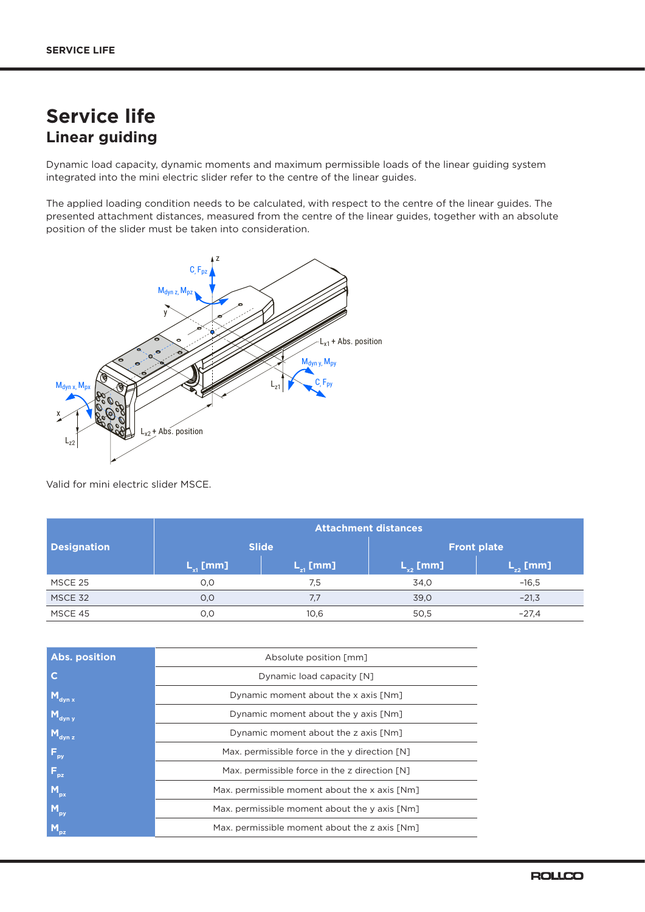# Service life

## Linear guiding

Dynamic load capacity, dynamic moments and maximum permissible loads of the linear guiding system integrated into the mini electric slider refer to the centre of the linear guides.

The applied loading condition needs to be calculated, with respect to the centre of the linear guides. The presented attachment distances, measured from the centre of the linear guides, together with an absolute position of the slider must be taken into consideration.

Valid for mini electric slider MSCE.

| Designation | Attachment distances | | | |
|---|---|---|---|---|
| | Slide | | Front plate | |
| | $L_{x1}$ [mm] | $L_{z1}$ [mm] | $L_{x2}$ [mm] | $L_{z2}$ [mm] |
| MSCE 25 | 0,0 | 7,5 | 34,0 | −16,5 |
| MSCE 32 | 0,0 | 7,7 | 39,0 | −21,3 |
| MSCE 45 | 0,0 | 10,6 | 50,5 | −27,4 |

| Abs. position | Absolute position [mm] |
|---|---|
| C | Dynamic load capacity [N] |
| $M_{dyn\ x}$ | Dynamic moment about the x axis [Nm] |
| $M_{dyn\ y}$ | Dynamic moment about the y axis [Nm] |
| $M_{dyn\ z}$ | Dynamic moment about the z axis [Nm] |
| $F_{py}$ | Max. permissible force in the y direction [N] |
| $F_{pz}$ | Max. permissible force in the z direction [N] |
| $M_{px}$ | Max. permissible moment about the x axis [Nm] |
| $M_{py}$ | Max. permissible moment about the y axis [Nm] |
| $M_{pz}$ | Max. permissible moment about the z axis [Nm] |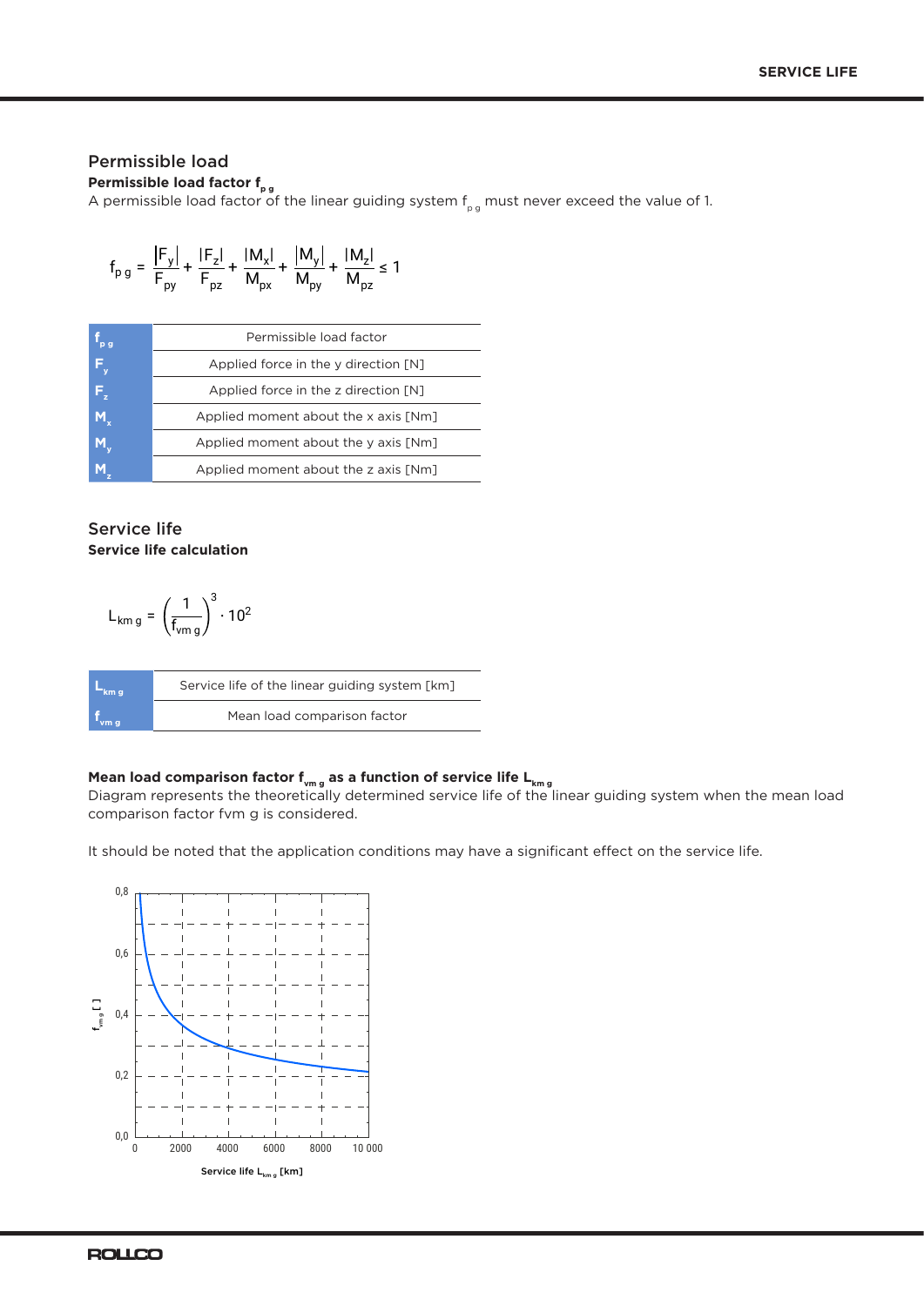## Permissible load

**Permissible load factor $f_{p\,g}$**

A permissible load factor of the linear guiding system $f_{p\,g}$ must never exceed the value of 1.

$$f_{p\,g} = \frac{|F_y|}{F_{py}} + \frac{|F_z|}{F_{pz}} + \frac{|M_x|}{M_{px}} + \frac{|M_y|}{M_{py}} + \frac{|M_z|}{M_{pz}} \leq 1$$

| | |
|---|---|
| $f_{p\,g}$ | Permissible load factor |
| $F_y$ | Applied force in the y direction [N] |
| $F_z$ | Applied force in the z direction [N] |
| $M_x$ | Applied moment about the x axis [Nm] |
| $M_y$ | Applied moment about the y axis [Nm] |
| $M_z$ | Applied moment about the z axis [Nm] |

## Service life

**Service life calculation**

$$L_{km\,g} = \left(\frac{1}{f_{vm\,g}}\right)^3 \cdot 10^2$$

| | |
|---|---|
| $L_{km\,g}$ | Service life of the linear guiding system [km] |
| $f_{vm\,g}$ | Mean load comparison factor |

**Mean load comparison factor $f_{vm\,g}$ as a function of service life $L_{km\,g}$**

Diagram represents the theoretically determined service life of the linear guiding system when the mean load comparison factor fvm g is considered.

It should be noted that the application conditions may have a significant effect on the service life.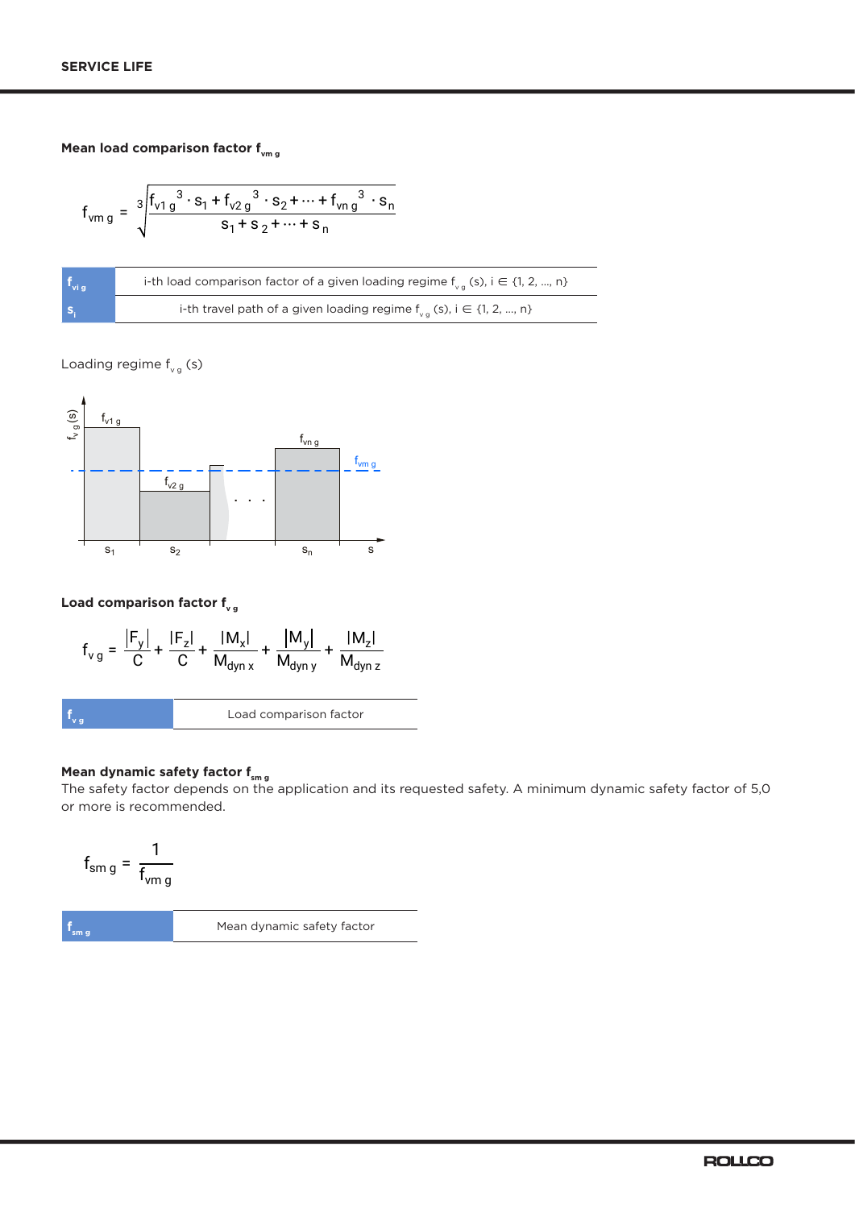### Mean load comparison factor $f_{vm\,g}$

$$f_{vm\,g} = \sqrt[3]{\frac{f_{v1\,g}^{\,3} \cdot s_1 + f_{v2\,g}^{\,3} \cdot s_2 + \cdots + f_{vn\,g}^{\,3} \cdot s_n}{s_1 + s_2 + \cdots + s_n}}$$

| | |
|---|---|
| $f_{vi\,g}$ | i-th load comparison factor of a given loading regime $f_{v\,g}$ (s), $i \in \{1, 2, ..., n\}$ |
| $s_i$ | i-th travel path of a given loading regime $f_{v\,g}$ (s), $i \in \{1, 2, ..., n\}$ |

Loading regime $f_{v\,g}$ (s)

$f_{v\,g}$ (s)

$f_{v1\,g}$ $f_{v2\,g}$ $f_{vn\,g}$ $f_{vm\,g}$

$s_1$ $s_2$ $s_n$ s

### Load comparison factor $f_{v\,g}$

$$f_{v\,g} = \frac{|F_y|}{C} + \frac{|F_z|}{C} + \frac{|M_x|}{M_{dyn\,x}} + \frac{|M_y|}{M_{dyn\,y}} + \frac{|M_z|}{M_{dyn\,z}}$$

| | |
|---|---|
| $f_{v\,g}$ | Load comparison factor |

### Mean dynamic safety factor $f_{sm\,g}$

The safety factor depends on the application and its requested safety. A minimum dynamic safety factor of 5,0 or more is recommended.

$$f_{sm\,g} = \frac{1}{f_{vm\,g}}$$

| | |
|---|---|
| $f_{sm\,g}$ | Mean dynamic safety factor |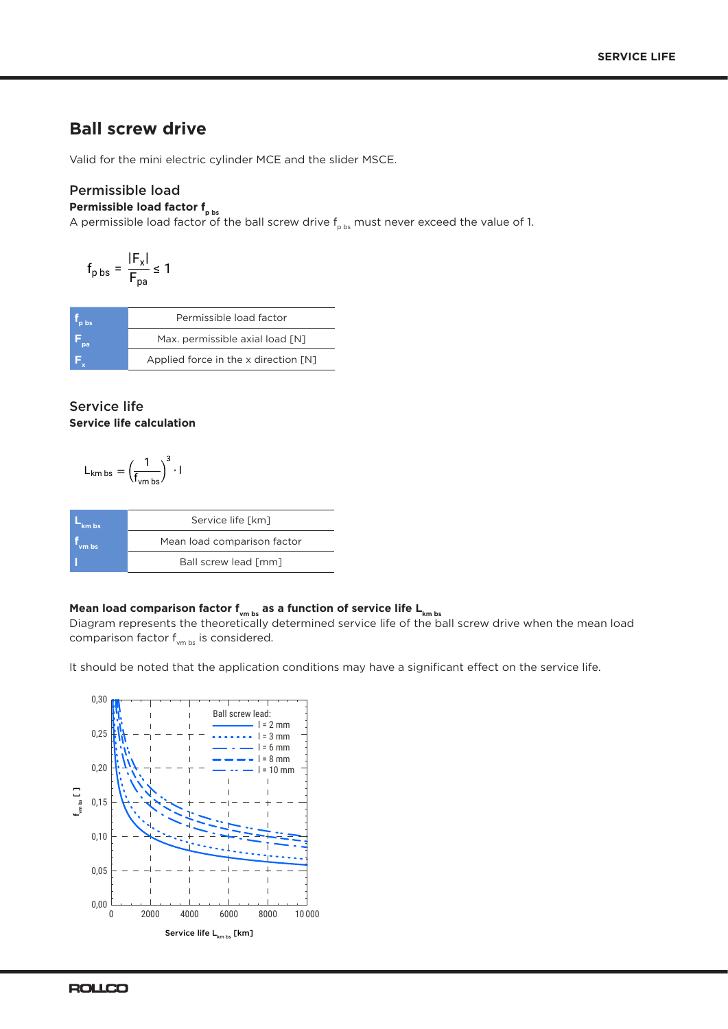# Ball screw drive

Valid for the mini electric cylinder MCE and the slider MSCE.

## Permissible load

### Permissible load factor $f_{p\,bs}$

A permissible load factor of the ball screw drive $f_{p\,bs}$ must never exceed the value of 1.

$$f_{p\,bs} = \frac{|F_x|}{F_{pa}} \leq 1$$

| | |
|---|---|
| $f_{p\,bs}$ | Permissible load factor |
| $F_{pa}$ | Max. permissible axial load [N] |
| $F_x$ | Applied force in the x direction [N] |

## Service life

### Service life calculation

$$L_{km\,bs} = \left(\frac{1}{f_{vm\,bs}}\right)^3 \cdot l$$

| | |
|---|---|
| $L_{km\,bs}$ | Service life [km] |
| $f_{vm\,bs}$ | Mean load comparison factor |
| $l$ | Ball screw lead [mm] |

### Mean load comparison factor $f_{vm\,bs}$ as a function of service life $L_{km\,bs}$

Diagram represents the theoretically determined service life of the ball screw drive when the mean load comparison factor $f_{vm\,bs}$ is considered.

It should be noted that the application conditions may have a significant effect on the service life.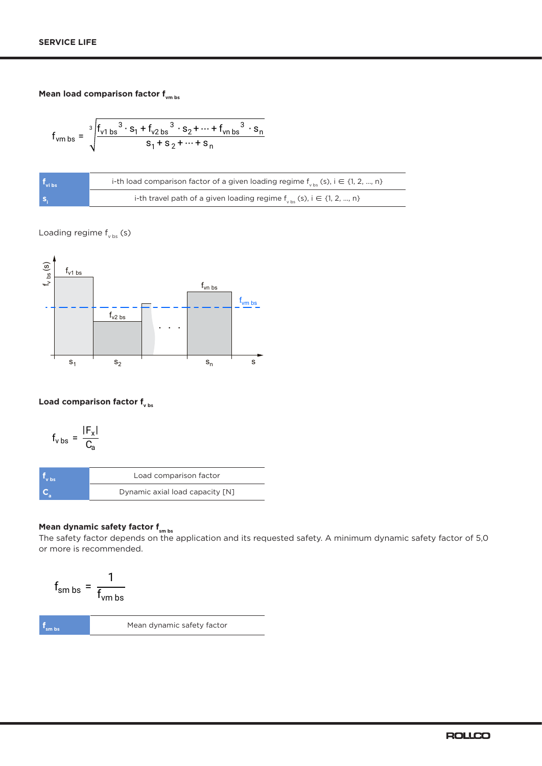**Mean load comparison factor $f_{vm\ bs}$**

$$f_{vm\ bs} = \sqrt[3]{\frac{f_{v1\ bs}{}^3 \cdot s_1 + f_{v2\ bs}{}^3 \cdot s_2 + \dots + f_{vn\ bs}{}^3 \cdot s_n}{s_1 + s_2 + \dots + s_n}}$$

| | |
|---|---|
| $f_{vi\ bs}$ | i-th load comparison factor of a given loading regime $f_{v\ bs}$ (s), $i \in \{1, 2, \dots, n\}$ |
| $s_i$ | i-th travel path of a given loading regime $f_{v\ bs}$ (s), $i \in \{1, 2, \dots, n\}$ |

Loading regime $f_{v\ bs}$ (s)

**Load comparison factor $f_{v\ bs}$**

$$f_{v\ bs} = \frac{|F_x|}{C_a}$$

| | |
|---|---|
| $f_{v\ bs}$ | Load comparison factor |
| $C_a$ | Dynamic axial load capacity [N] |

**Mean dynamic safety factor $f_{sm\ bs}$**

The safety factor depends on the application and its requested safety. A minimum dynamic safety factor of 5,0 or more is recommended.

$$f_{sm\ bs} = \frac{1}{f_{vm\ bs}}$$

| | |
|---|---|
| $f_{sm\ bs}$ | Mean dynamic safety factor |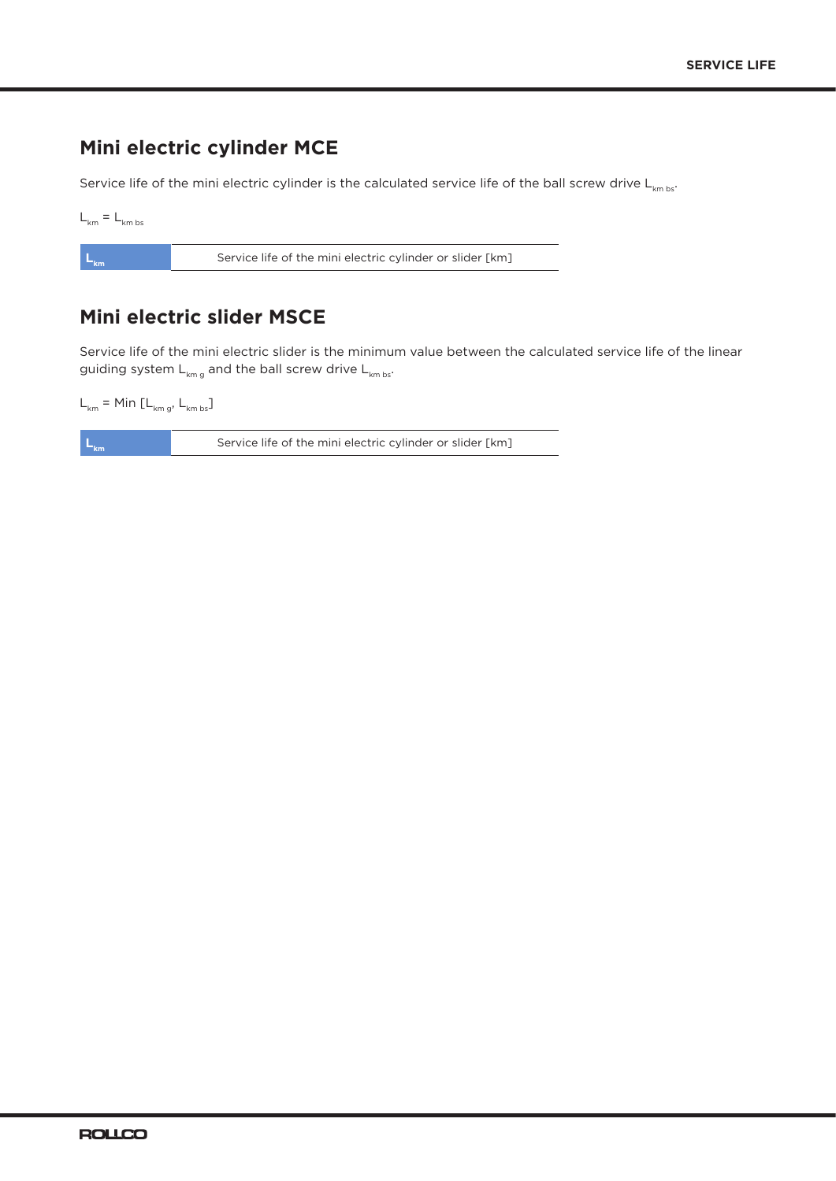## Mini electric cylinder MCE

Service life of the mini electric cylinder is the calculated service life of the ball screw drive $L_{km\ bs}$.

$$L_{km} = L_{km\ bs}$$

| | |
|---|---|
| $L_{km}$ | Service life of the mini electric cylinder or slider [km] |

## Mini electric slider MSCE

Service life of the mini electric slider is the minimum value between the calculated service life of the linear guiding system $L_{km\ g}$ and the ball screw drive $L_{km\ bs}$.

$$L_{km} = \text{Min}\ [L_{km\ g}, L_{km\ bs}]$$

| | |
|---|---|
| $L_{km}$ | Service life of the mini electric cylinder or slider [km] |